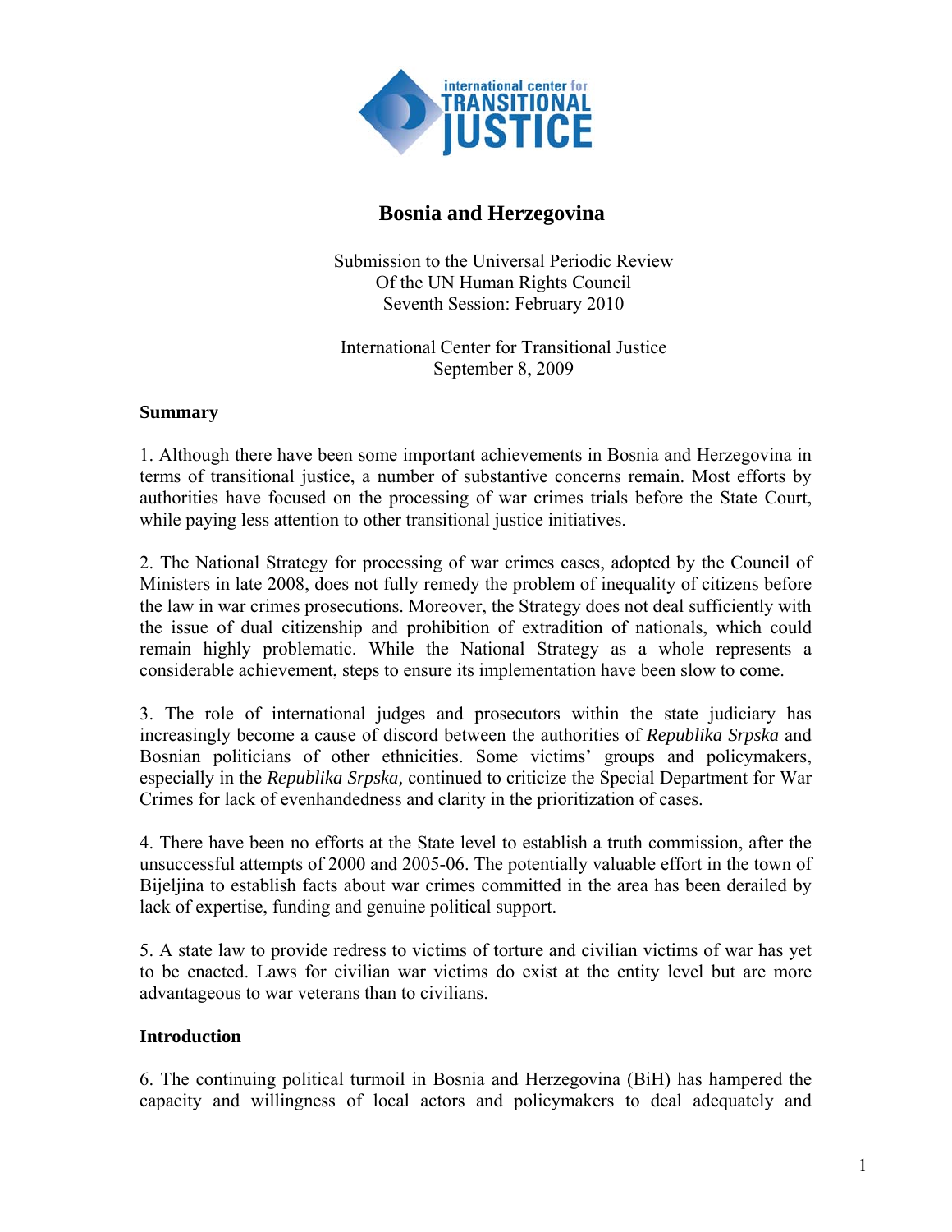international center for TRANSITIONAL JUSTICE

# Bosnia and Herzegovina

Submission to the Universal Periodic Review
Of the UN Human Rights Council
Seventh Session: February 2010

International Center for Transitional Justice
September 8, 2009

## Summary

1. Although there have been some important achievements in Bosnia and Herzegovina in terms of transitional justice, a number of substantive concerns remain. Most efforts by authorities have focused on the processing of war crimes trials before the State Court, while paying less attention to other transitional justice initiatives.

2. The National Strategy for processing of war crimes cases, adopted by the Council of Ministers in late 2008, does not fully remedy the problem of inequality of citizens before the law in war crimes prosecutions. Moreover, the Strategy does not deal sufficiently with the issue of dual citizenship and prohibition of extradition of nationals, which could remain highly problematic. While the National Strategy as a whole represents a considerable achievement, steps to ensure its implementation have been slow to come.

3. The role of international judges and prosecutors within the state judiciary has increasingly become a cause of discord between the authorities of *Republika Srpska* and Bosnian politicians of other ethnicities. Some victims' groups and policymakers, especially in the *Republika Srpska,* continued to criticize the Special Department for War Crimes for lack of evenhandedness and clarity in the prioritization of cases.

4. There have been no efforts at the State level to establish a truth commission, after the unsuccessful attempts of 2000 and 2005-06. The potentially valuable effort in the town of Bijeljina to establish facts about war crimes committed in the area has been derailed by lack of expertise, funding and genuine political support.

5. A state law to provide redress to victims of torture and civilian victims of war has yet to be enacted. Laws for civilian war victims do exist at the entity level but are more advantageous to war veterans than to civilians.

## Introduction

6. The continuing political turmoil in Bosnia and Herzegovina (BiH) has hampered the capacity and willingness of local actors and policymakers to deal adequately and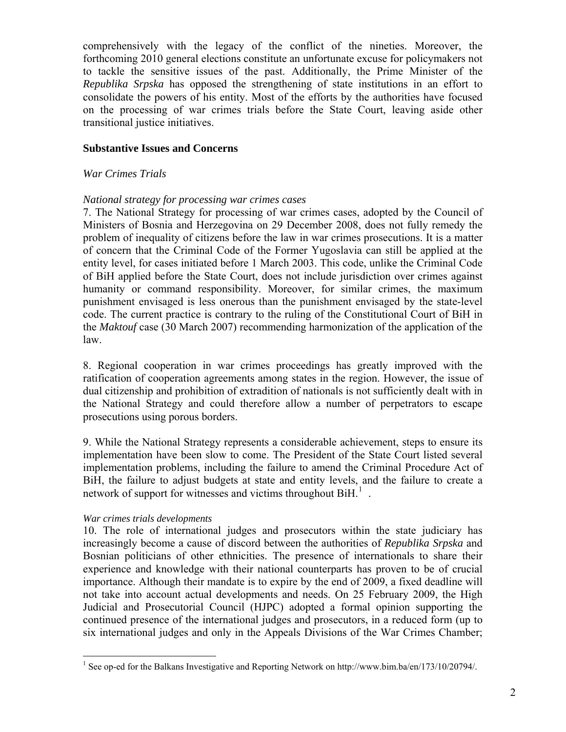comprehensively with the legacy of the conflict of the nineties. Moreover, the forthcoming 2010 general elections constitute an unfortunate excuse for policymakers not to tackle the sensitive issues of the past. Additionally, the Prime Minister of the *Republika Srpska* has opposed the strengthening of state institutions in an effort to consolidate the powers of his entity. Most of the efforts by the authorities have focused on the processing of war crimes trials before the State Court, leaving aside other transitional justice initiatives.

## Substantive Issues and Concerns

### *War Crimes Trials*

#### *National strategy for processing war crimes cases*

7. The National Strategy for processing of war crimes cases, adopted by the Council of Ministers of Bosnia and Herzegovina on 29 December 2008, does not fully remedy the problem of inequality of citizens before the law in war crimes prosecutions. It is a matter of concern that the Criminal Code of the Former Yugoslavia can still be applied at the entity level, for cases initiated before 1 March 2003. This code, unlike the Criminal Code of BiH applied before the State Court, does not include jurisdiction over crimes against humanity or command responsibility. Moreover, for similar crimes, the maximum punishment envisaged is less onerous than the punishment envisaged by the state-level code. The current practice is contrary to the ruling of the Constitutional Court of BiH in the *Maktouf* case (30 March 2007) recommending harmonization of the application of the law.

8. Regional cooperation in war crimes proceedings has greatly improved with the ratification of cooperation agreements among states in the region. However, the issue of dual citizenship and prohibition of extradition of nationals is not sufficiently dealt with in the National Strategy and could therefore allow a number of perpetrators to escape prosecutions using porous borders.

9. While the National Strategy represents a considerable achievement, steps to ensure its implementation have been slow to come. The President of the State Court listed several implementation problems, including the failure to amend the Criminal Procedure Act of BiH, the failure to adjust budgets at state and entity levels, and the failure to create a network of support for witnesses and victims throughout BiH.[1] .

#### *War crimes trials developments*

10. The role of international judges and prosecutors within the state judiciary has increasingly become a cause of discord between the authorities of *Republika Srpska* and Bosnian politicians of other ethnicities. The presence of internationals to share their experience and knowledge with their national counterparts has proven to be of crucial importance. Although their mandate is to expire by the end of 2009, a fixed deadline will not take into account actual developments and needs. On 25 February 2009, the High Judicial and Prosecutorial Council (HJPC) adopted a formal opinion supporting the continued presence of the international judges and prosecutors, in a reduced form (up to six international judges and only in the Appeals Divisions of the War Crimes Chamber;

---

[1] See op-ed for the Balkans Investigative and Reporting Network on http://www.bim.ba/en/173/10/20794/.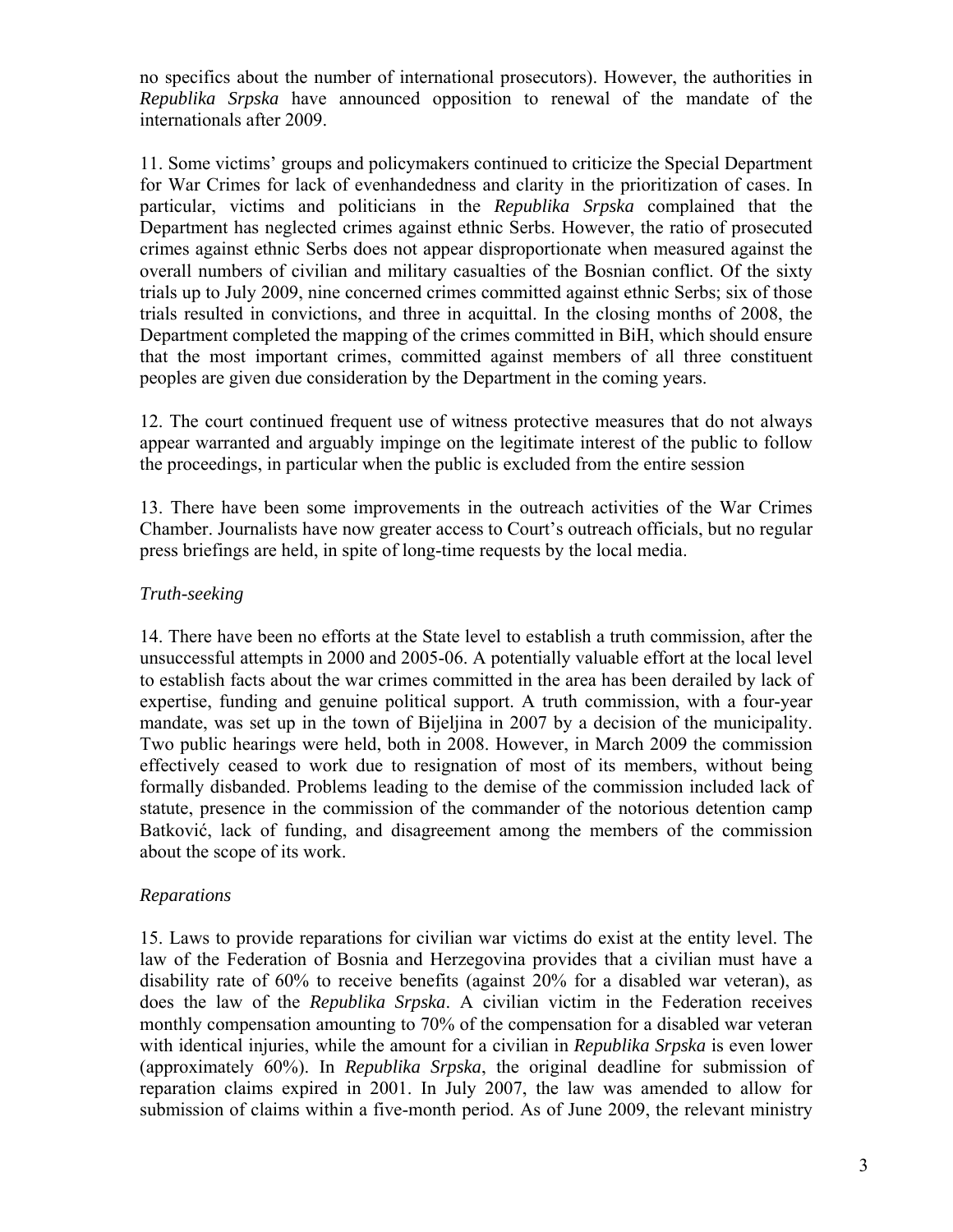no specifics about the number of international prosecutors). However, the authorities in *Republika Srpska* have announced opposition to renewal of the mandate of the internationals after 2009.

11. Some victims' groups and policymakers continued to criticize the Special Department for War Crimes for lack of evenhandedness and clarity in the prioritization of cases. In particular, victims and politicians in the *Republika Srpska* complained that the Department has neglected crimes against ethnic Serbs. However, the ratio of prosecuted crimes against ethnic Serbs does not appear disproportionate when measured against the overall numbers of civilian and military casualties of the Bosnian conflict. Of the sixty trials up to July 2009, nine concerned crimes committed against ethnic Serbs; six of those trials resulted in convictions, and three in acquittal. In the closing months of 2008, the Department completed the mapping of the crimes committed in BiH, which should ensure that the most important crimes, committed against members of all three constituent peoples are given due consideration by the Department in the coming years.

12. The court continued frequent use of witness protective measures that do not always appear warranted and arguably impinge on the legitimate interest of the public to follow the proceedings, in particular when the public is excluded from the entire session

13. There have been some improvements in the outreach activities of the War Crimes Chamber. Journalists have now greater access to Court's outreach officials, but no regular press briefings are held, in spite of long-time requests by the local media.

*Truth-seeking*

14. There have been no efforts at the State level to establish a truth commission, after the unsuccessful attempts in 2000 and 2005-06. A potentially valuable effort at the local level to establish facts about the war crimes committed in the area has been derailed by lack of expertise, funding and genuine political support. A truth commission, with a four-year mandate, was set up in the town of Bijeljina in 2007 by a decision of the municipality. Two public hearings were held, both in 2008. However, in March 2009 the commission effectively ceased to work due to resignation of most of its members, without being formally disbanded. Problems leading to the demise of the commission included lack of statute, presence in the commission of the commander of the notorious detention camp Batković, lack of funding, and disagreement among the members of the commission about the scope of its work.

*Reparations*

15. Laws to provide reparations for civilian war victims do exist at the entity level. The law of the Federation of Bosnia and Herzegovina provides that a civilian must have a disability rate of 60% to receive benefits (against 20% for a disabled war veteran), as does the law of the *Republika Srpska*. A civilian victim in the Federation receives monthly compensation amounting to 70% of the compensation for a disabled war veteran with identical injuries, while the amount for a civilian in *Republika Srpska* is even lower (approximately 60%). In *Republika Srpska*, the original deadline for submission of reparation claims expired in 2001. In July 2007, the law was amended to allow for submission of claims within a five-month period. As of June 2009, the relevant ministry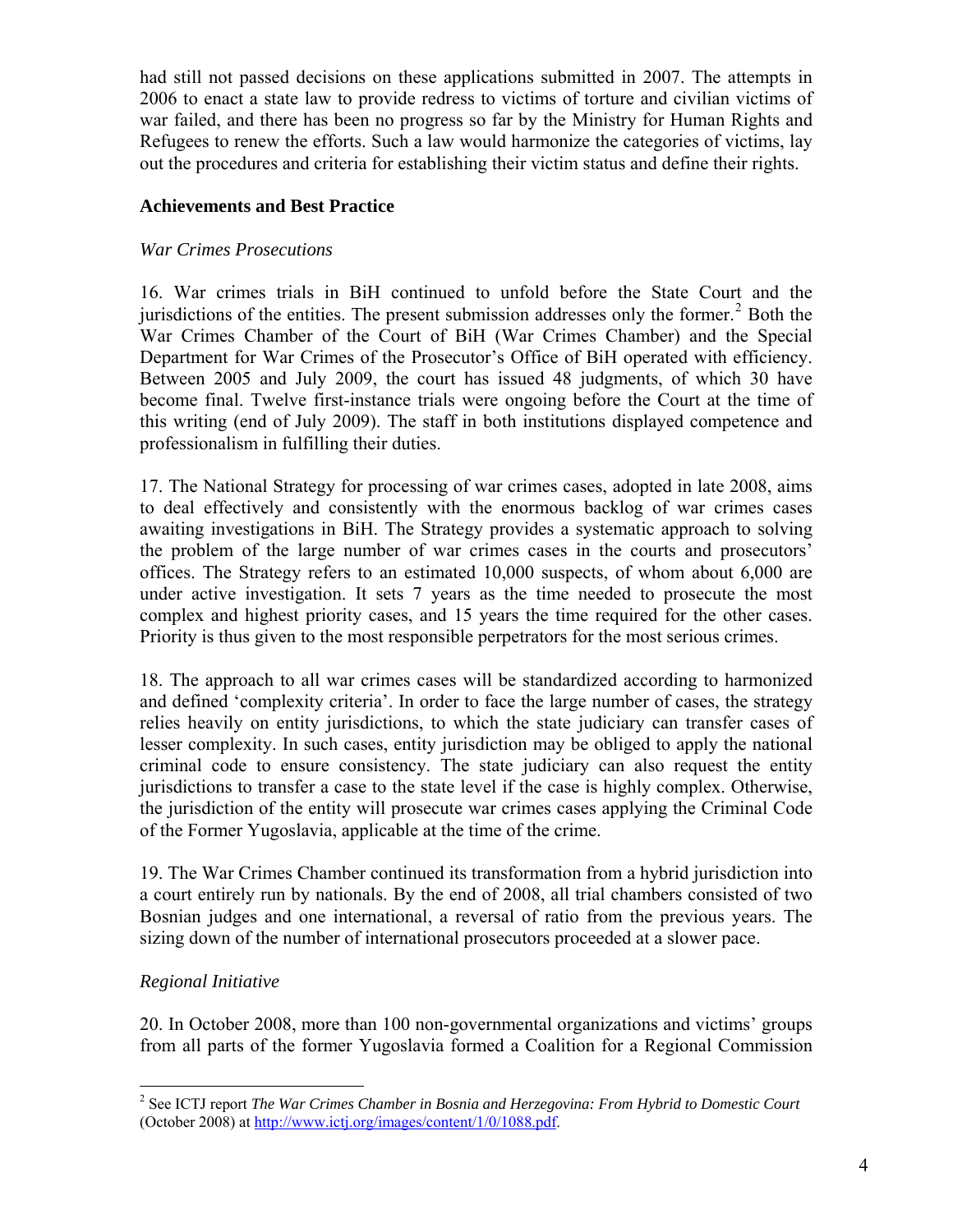had still not passed decisions on these applications submitted in 2007. The attempts in 2006 to enact a state law to provide redress to victims of torture and civilian victims of war failed, and there has been no progress so far by the Ministry for Human Rights and Refugees to renew the efforts. Such a law would harmonize the categories of victims, lay out the procedures and criteria for establishing their victim status and define their rights.

## Achievements and Best Practice

### *War Crimes Prosecutions*

16. War crimes trials in BiH continued to unfold before the State Court and the jurisdictions of the entities. The present submission addresses only the former.[2] Both the War Crimes Chamber of the Court of BiH (War Crimes Chamber) and the Special Department for War Crimes of the Prosecutor's Office of BiH operated with efficiency. Between 2005 and July 2009, the court has issued 48 judgments, of which 30 have become final. Twelve first-instance trials were ongoing before the Court at the time of this writing (end of July 2009). The staff in both institutions displayed competence and professionalism in fulfilling their duties.

17. The National Strategy for processing of war crimes cases, adopted in late 2008, aims to deal effectively and consistently with the enormous backlog of war crimes cases awaiting investigations in BiH. The Strategy provides a systematic approach to solving the problem of the large number of war crimes cases in the courts and prosecutors' offices. The Strategy refers to an estimated 10,000 suspects, of whom about 6,000 are under active investigation. It sets 7 years as the time needed to prosecute the most complex and highest priority cases, and 15 years the time required for the other cases. Priority is thus given to the most responsible perpetrators for the most serious crimes.

18. The approach to all war crimes cases will be standardized according to harmonized and defined 'complexity criteria'. In order to face the large number of cases, the strategy relies heavily on entity jurisdictions, to which the state judiciary can transfer cases of lesser complexity. In such cases, entity jurisdiction may be obliged to apply the national criminal code to ensure consistency. The state judiciary can also request the entity jurisdictions to transfer a case to the state level if the case is highly complex. Otherwise, the jurisdiction of the entity will prosecute war crimes cases applying the Criminal Code of the Former Yugoslavia, applicable at the time of the crime.

19. The War Crimes Chamber continued its transformation from a hybrid jurisdiction into a court entirely run by nationals. By the end of 2008, all trial chambers consisted of two Bosnian judges and one international, a reversal of ratio from the previous years. The sizing down of the number of international prosecutors proceeded at a slower pace.

### *Regional Initiative*

20. In October 2008, more than 100 non-governmental organizations and victims' groups from all parts of the former Yugoslavia formed a Coalition for a Regional Commission

---

[2] See ICTJ report *The War Crimes Chamber in Bosnia and Herzegovina: From Hybrid to Domestic Court* (October 2008) at http://www.ictj.org/images/content/1/0/1088.pdf.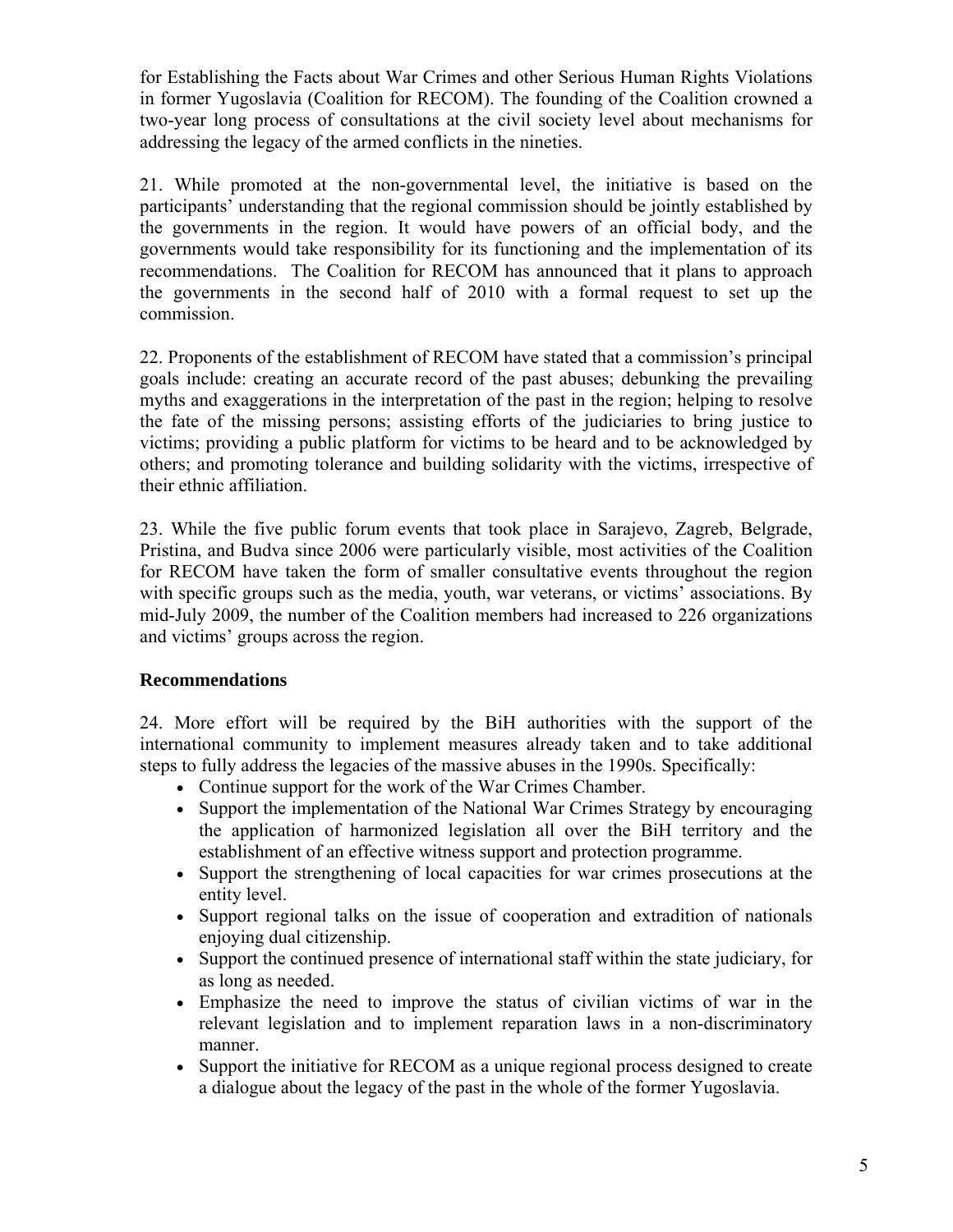for Establishing the Facts about War Crimes and other Serious Human Rights Violations in former Yugoslavia (Coalition for RECOM). The founding of the Coalition crowned a two-year long process of consultations at the civil society level about mechanisms for addressing the legacy of the armed conflicts in the nineties.

21. While promoted at the non-governmental level, the initiative is based on the participants' understanding that the regional commission should be jointly established by the governments in the region. It would have powers of an official body, and the governments would take responsibility for its functioning and the implementation of its recommendations. The Coalition for RECOM has announced that it plans to approach the governments in the second half of 2010 with a formal request to set up the commission.

22. Proponents of the establishment of RECOM have stated that a commission's principal goals include: creating an accurate record of the past abuses; debunking the prevailing myths and exaggerations in the interpretation of the past in the region; helping to resolve the fate of the missing persons; assisting efforts of the judiciaries to bring justice to victims; providing a public platform for victims to be heard and to be acknowledged by others; and promoting tolerance and building solidarity with the victims, irrespective of their ethnic affiliation.

23. While the five public forum events that took place in Sarajevo, Zagreb, Belgrade, Pristina, and Budva since 2006 were particularly visible, most activities of the Coalition for RECOM have taken the form of smaller consultative events throughout the region with specific groups such as the media, youth, war veterans, or victims' associations. By mid-July 2009, the number of the Coalition members had increased to 226 organizations and victims' groups across the region.

## Recommendations

24. More effort will be required by the BiH authorities with the support of the international community to implement measures already taken and to take additional steps to fully address the legacies of the massive abuses in the 1990s. Specifically:

- Continue support for the work of the War Crimes Chamber.
- Support the implementation of the National War Crimes Strategy by encouraging the application of harmonized legislation all over the BiH territory and the establishment of an effective witness support and protection programme.
- Support the strengthening of local capacities for war crimes prosecutions at the entity level.
- Support regional talks on the issue of cooperation and extradition of nationals enjoying dual citizenship.
- Support the continued presence of international staff within the state judiciary, for as long as needed.
- Emphasize the need to improve the status of civilian victims of war in the relevant legislation and to implement reparation laws in a non-discriminatory manner.
- Support the initiative for RECOM as a unique regional process designed to create a dialogue about the legacy of the past in the whole of the former Yugoslavia.